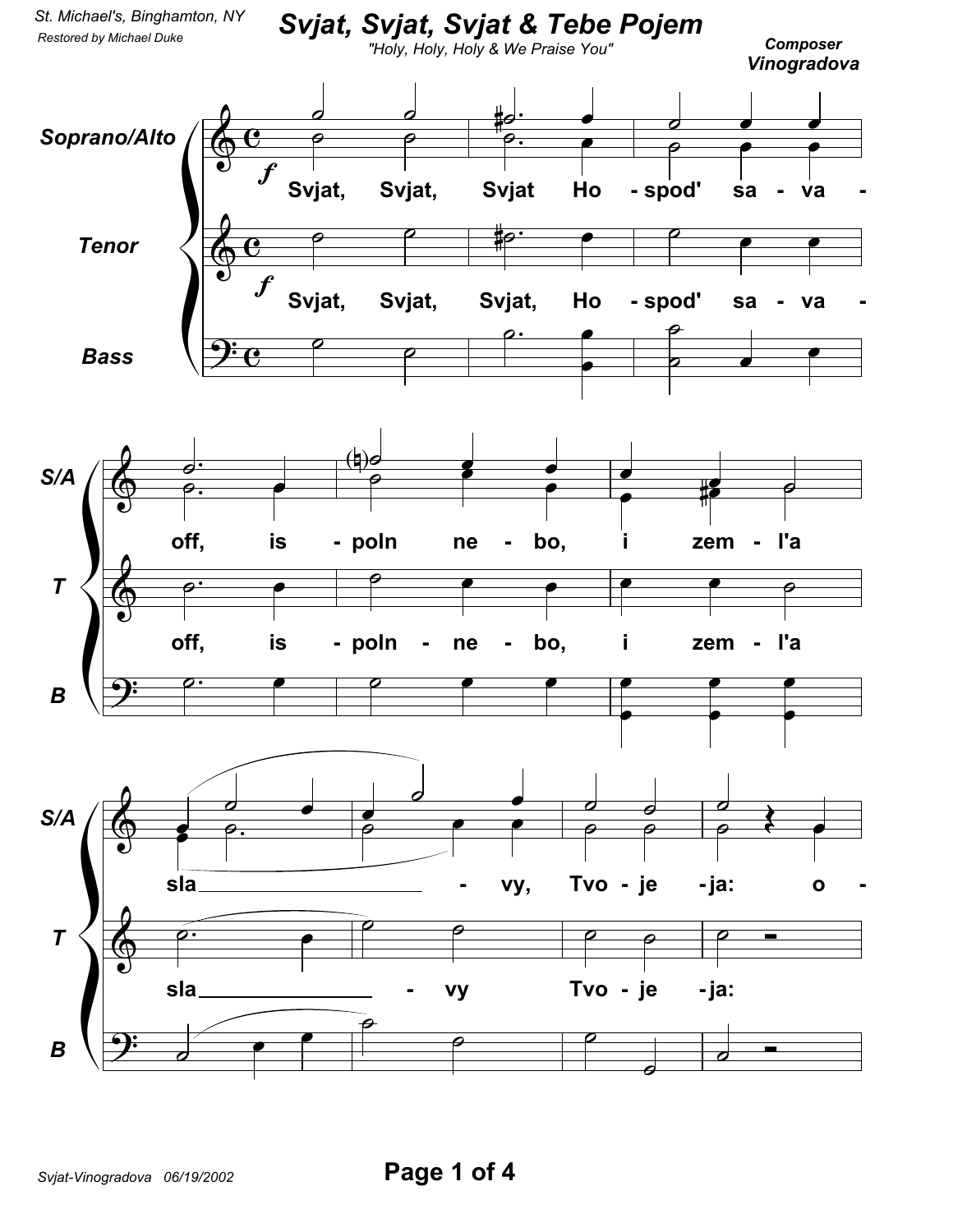St. Michael's, Binghamton, NY
Restored by Michael Duke

# Svjat, Svjat, Svjat & Tebe Pojem

"Holy, Holy, Holy & We Praise You"

Composer
**Vinogradova**

Soprano/Alto: Svjat, Svjat, Svjat Ho - spod' sa - va - off, is - poln ne - bo, i zem - l'a sla - vy, Tvo - je - ja: o -

Tenor: Svjat, Svjat, Svjat, Ho - spod' sa - va - off, is - poln - ne - bo, i zem - l'a sla - vy Tvo - je - ja:

Bass

Svjat-Vinogradova 06/19/2002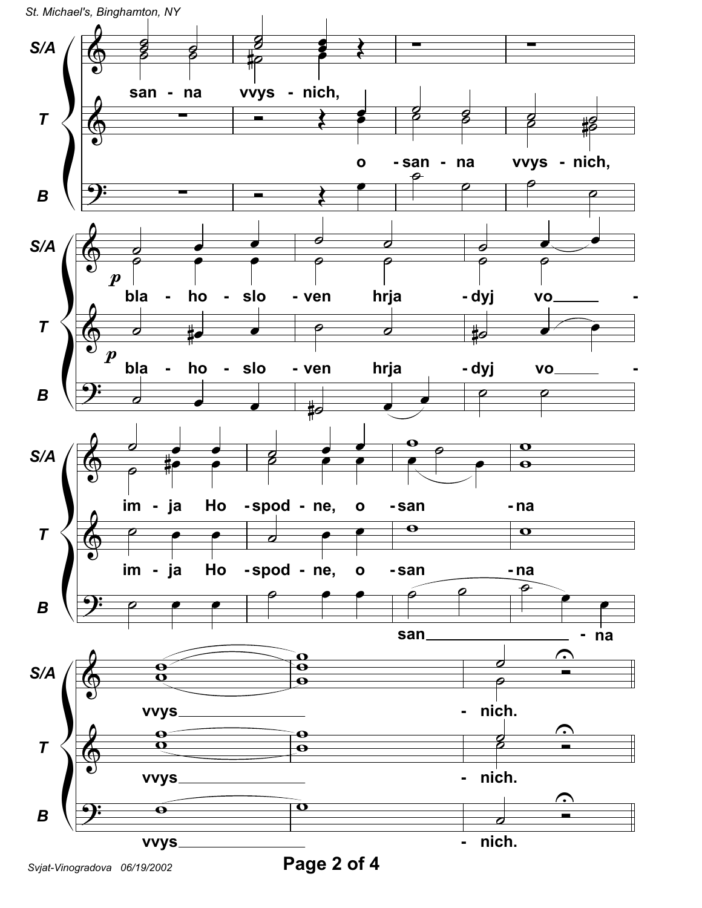S/A: san - na vvys - nich,

T: o - san - na vvys - nich,

B

S/A: *p* bla - ho - slo - ven hrja - dyj vo -

T: *p* bla - ho - slo - ven hrja - dyj vo -

B

S/A: im - ja Ho - spod - ne, o - san - na

T: im - ja Ho - spod - ne, o - san - na

B: san - na

S/A: vvys - nich.

T: vvys - nich.

B: vvys - nich.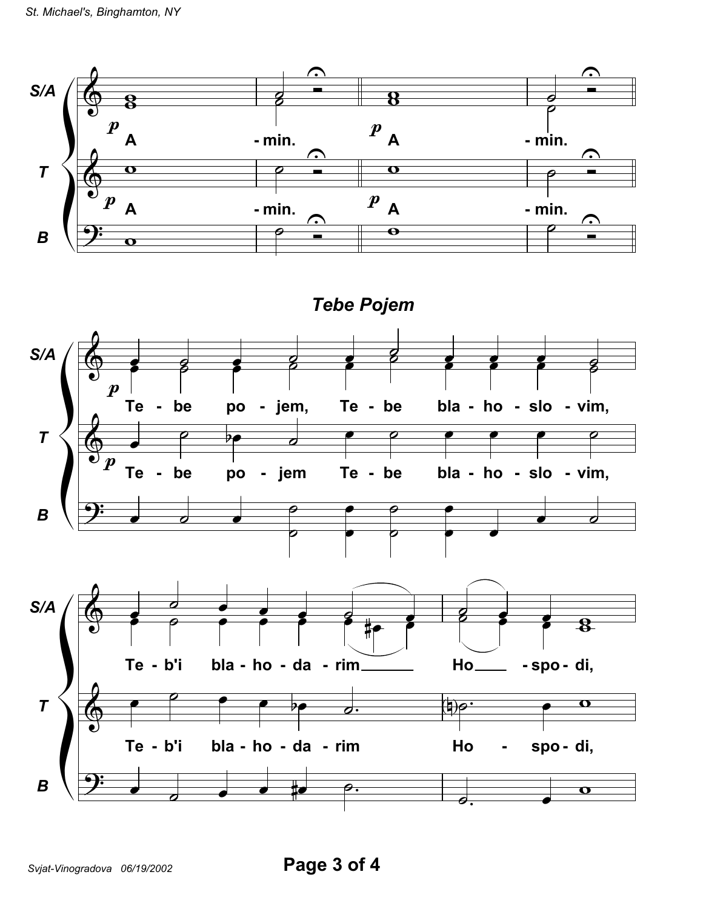## Tebe Pojem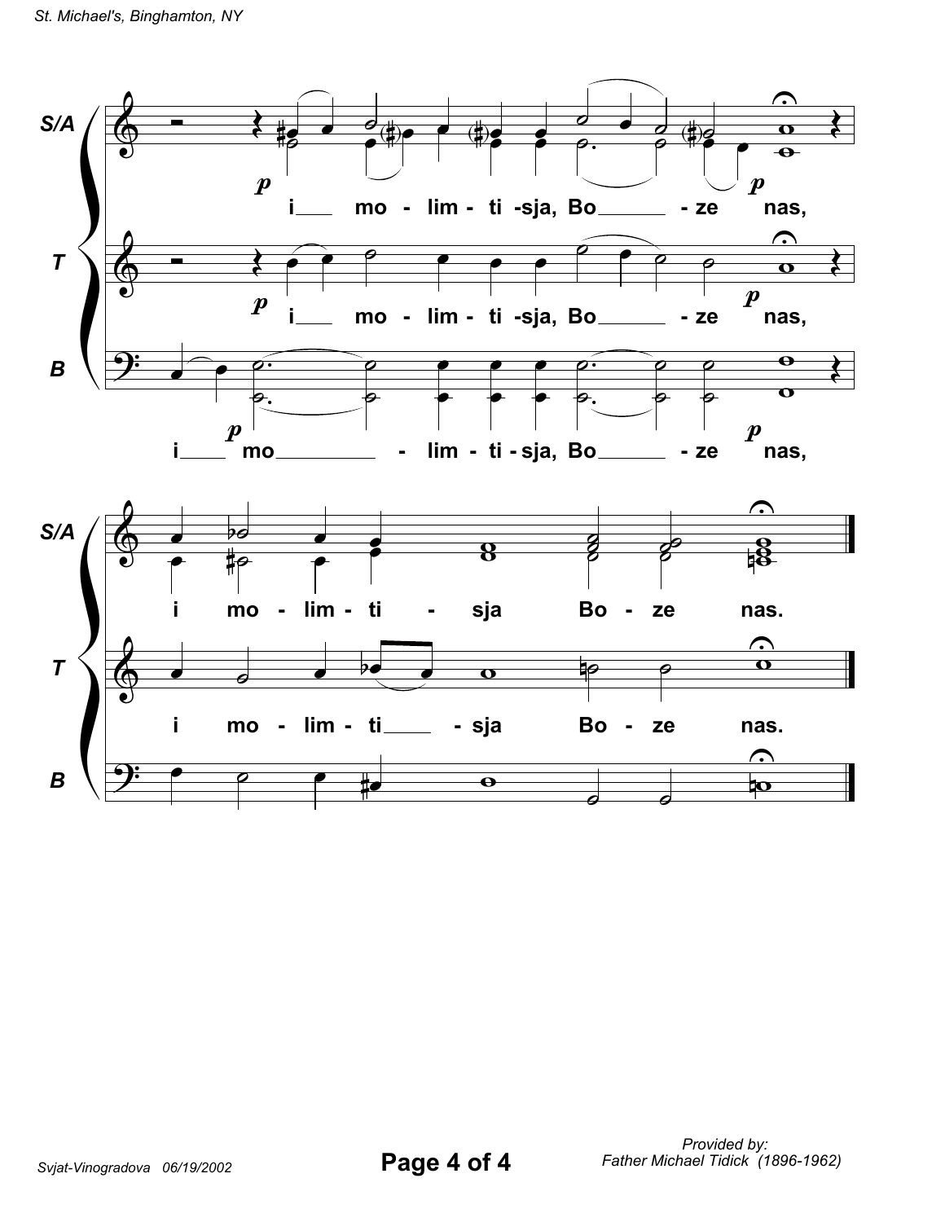S/A

*p*

i___ mo - lim - ti -sja, Bo______ - ze nas,

T

*p*

i___ mo - lim - ti -sja, Bo______ - ze nas,

B

*p*

i____ mo_________ - lim - ti - sja, Bo______ - ze nas,

S/A

i mo - lim - ti - sja Bo - ze nas.

T

i mo - lim - ti____ - sja Bo - ze nas.

B

Svjat-Vinogradova 06/19/2002

Provided by:
Father Michael Tidick (1896-1962)